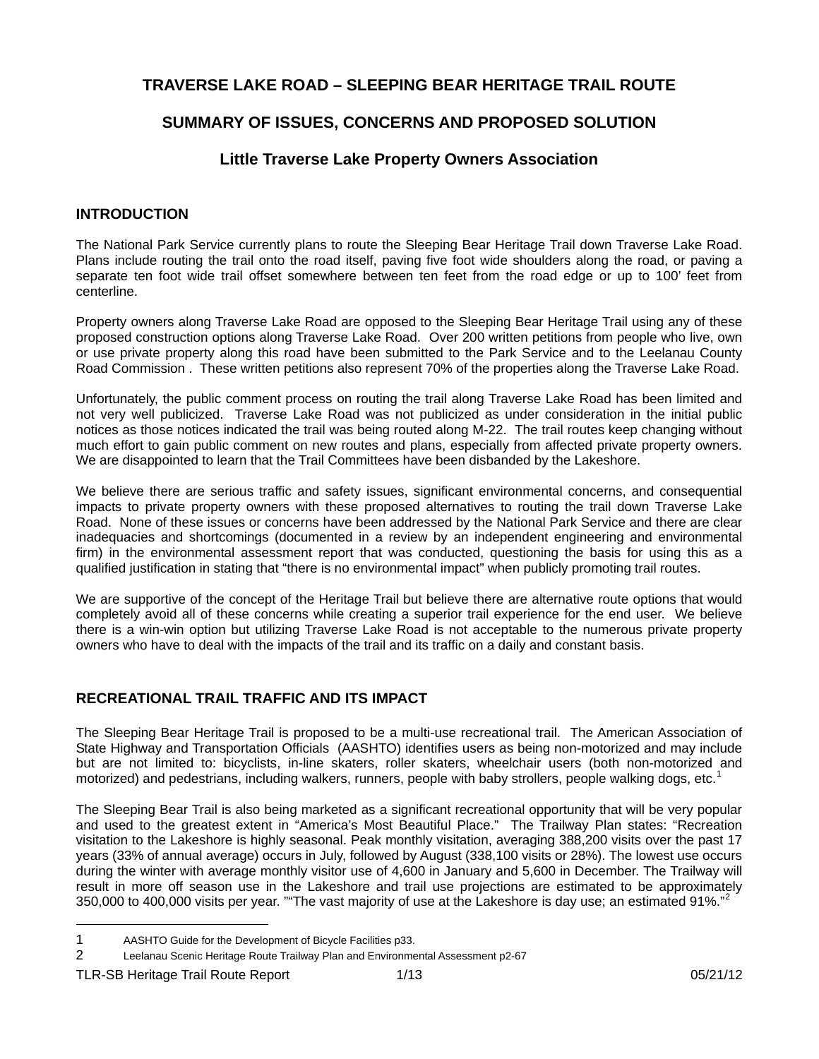# TRAVERSE LAKE ROAD – SLEEPING BEAR HERITAGE TRAIL ROUTE

## SUMMARY OF ISSUES, CONCERNS AND PROPOSED SOLUTION

### Little Traverse Lake Property Owners Association

## INTRODUCTION

The National Park Service currently plans to route the Sleeping Bear Heritage Trail down Traverse Lake Road. Plans include routing the trail onto the road itself, paving five foot wide shoulders along the road, or paving a separate ten foot wide trail offset somewhere between ten feet from the road edge or up to 100' feet from centerline.

Property owners along Traverse Lake Road are opposed to the Sleeping Bear Heritage Trail using any of these proposed construction options along Traverse Lake Road. Over 200 written petitions from people who live, own or use private property along this road have been submitted to the Park Service and to the Leelanau County Road Commission . These written petitions also represent 70% of the properties along the Traverse Lake Road.

Unfortunately, the public comment process on routing the trail along Traverse Lake Road has been limited and not very well publicized. Traverse Lake Road was not publicized as under consideration in the initial public notices as those notices indicated the trail was being routed along M-22. The trail routes keep changing without much effort to gain public comment on new routes and plans, especially from affected private property owners. We are disappointed to learn that the Trail Committees have been disbanded by the Lakeshore.

We believe there are serious traffic and safety issues, significant environmental concerns, and consequential impacts to private property owners with these proposed alternatives to routing the trail down Traverse Lake Road. None of these issues or concerns have been addressed by the National Park Service and there are clear inadequacies and shortcomings (documented in a review by an independent engineering and environmental firm) in the environmental assessment report that was conducted, questioning the basis for using this as a qualified justification in stating that "there is no environmental impact" when publicly promoting trail routes.

We are supportive of the concept of the Heritage Trail but believe there are alternative route options that would completely avoid all of these concerns while creating a superior trail experience for the end user. We believe there is a win-win option but utilizing Traverse Lake Road is not acceptable to the numerous private property owners who have to deal with the impacts of the trail and its traffic on a daily and constant basis.

## RECREATIONAL TRAIL TRAFFIC AND ITS IMPACT

The Sleeping Bear Heritage Trail is proposed to be a multi-use recreational trail. The American Association of State Highway and Transportation Officials (AASHTO) identifies users as being non-motorized and may include but are not limited to: bicyclists, in-line skaters, roller skaters, wheelchair users (both non-motorized and motorized) and pedestrians, including walkers, runners, people with baby strollers, people walking dogs, etc.[1]

The Sleeping Bear Trail is also being marketed as a significant recreational opportunity that will be very popular and used to the greatest extent in "America's Most Beautiful Place." The Trailway Plan states: "Recreation visitation to the Lakeshore is highly seasonal. Peak monthly visitation, averaging 388,200 visits over the past 17 years (33% of annual average) occurs in July, followed by August (338,100 visits or 28%). The lowest use occurs during the winter with average monthly visitor use of 4,600 in January and 5,600 in December. The Trailway will result in more off season use in the Lakeshore and trail use projections are estimated to be approximately 350,000 to 400,000 visits per year. ""The vast majority of use at the Lakeshore is day use; an estimated 91%."[2]

---

1 AASHTO Guide for the Development of Bicycle Facilities p33.

2 Leelanau Scenic Heritage Route Trailway Plan and Environmental Assessment p2-67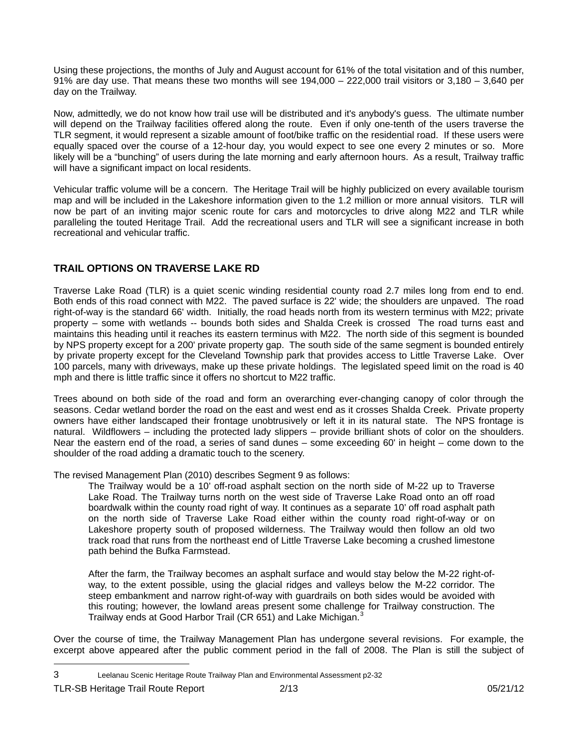Using these projections, the months of July and August account for 61% of the total visitation and of this number, 91% are day use. That means these two months will see 194,000 – 222,000 trail visitors or 3,180 – 3,640 per day on the Trailway.

Now, admittedly, we do not know how trail use will be distributed and it's anybody's guess. The ultimate number will depend on the Trailway facilities offered along the route. Even if only one-tenth of the users traverse the TLR segment, it would represent a sizable amount of foot/bike traffic on the residential road. If these users were equally spaced over the course of a 12-hour day, you would expect to see one every 2 minutes or so. More likely will be a "bunching" of users during the late morning and early afternoon hours. As a result, Trailway traffic will have a significant impact on local residents.

Vehicular traffic volume will be a concern. The Heritage Trail will be highly publicized on every available tourism map and will be included in the Lakeshore information given to the 1.2 million or more annual visitors. TLR will now be part of an inviting major scenic route for cars and motorcycles to drive along M22 and TLR while paralleling the touted Heritage Trail. Add the recreational users and TLR will see a significant increase in both recreational and vehicular traffic.

## TRAIL OPTIONS ON TRAVERSE LAKE RD

Traverse Lake Road (TLR) is a quiet scenic winding residential county road 2.7 miles long from end to end. Both ends of this road connect with M22. The paved surface is 22' wide; the shoulders are unpaved. The road right-of-way is the standard 66' width. Initially, the road heads north from its western terminus with M22; private property – some with wetlands -- bounds both sides and Shalda Creek is crossed The road turns east and maintains this heading until it reaches its eastern terminus with M22. The north side of this segment is bounded by NPS property except for a 200' private property gap. The south side of the same segment is bounded entirely by private property except for the Cleveland Township park that provides access to Little Traverse Lake. Over 100 parcels, many with driveways, make up these private holdings. The legislated speed limit on the road is 40 mph and there is little traffic since it offers no shortcut to M22 traffic.

Trees abound on both side of the road and form an overarching ever-changing canopy of color through the seasons. Cedar wetland border the road on the east and west end as it crosses Shalda Creek. Private property owners have either landscaped their frontage unobtrusively or left it in its natural state. The NPS frontage is natural. Wildflowers – including the protected lady slippers – provide brilliant shots of color on the shoulders. Near the eastern end of the road, a series of sand dunes – some exceeding 60' in height – come down to the shoulder of the road adding a dramatic touch to the scenery.

The revised Management Plan (2010) describes Segment 9 as follows:

> The Trailway would be a 10' off-road asphalt section on the north side of M-22 up to Traverse Lake Road. The Trailway turns north on the west side of Traverse Lake Road onto an off road boardwalk within the county road right of way. It continues as a separate 10' off road asphalt path on the north side of Traverse Lake Road either within the county road right-of-way or on Lakeshore property south of proposed wilderness. The Trailway would then follow an old two track road that runs from the northeast end of Little Traverse Lake becoming a crushed limestone path behind the Bufka Farmstead.
>
> After the farm, the Trailway becomes an asphalt surface and would stay below the M-22 right-of-way, to the extent possible, using the glacial ridges and valleys below the M-22 corridor. The steep embankment and narrow right-of-way with guardrails on both sides would be avoided with this routing; however, the lowland areas present some challenge for Trailway construction. The Trailway ends at Good Harbor Trail (CR 651) and Lake Michigan.[3]

Over the course of time, the Trailway Management Plan has undergone several revisions. For example, the excerpt above appeared after the public comment period in the fall of 2008. The Plan is still the subject of

---

3 Leelanau Scenic Heritage Route Trailway Plan and Environmental Assessment p2-32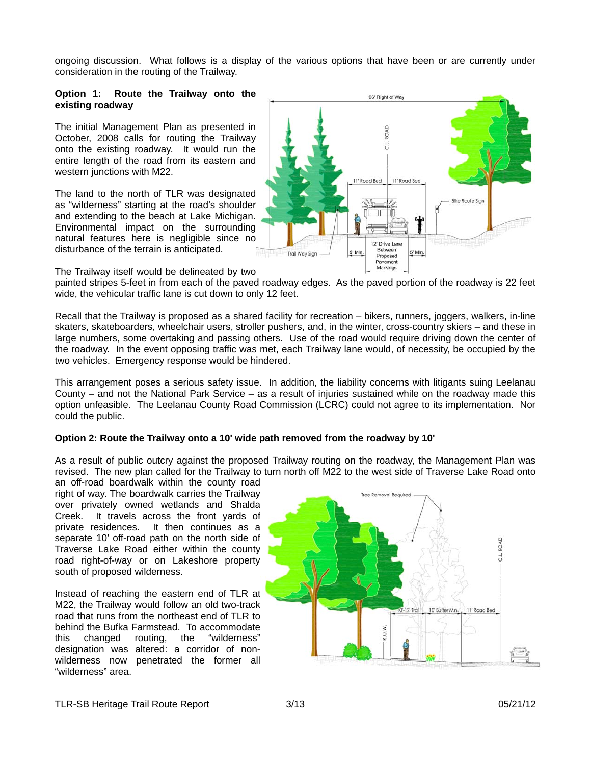ongoing discussion. What follows is a display of the various options that have been or are currently under consideration in the routing of the Trailway.

**Option 1: Route the Trailway onto the existing roadway**

The initial Management Plan as presented in October, 2008 calls for routing the Trailway onto the existing roadway. It would run the entire length of the road from its eastern and western junctions with M22.

The land to the north of TLR was designated as "wilderness" starting at the road's shoulder and extending to the beach at Lake Michigan. Environmental impact on the surrounding natural features here is negligible since no disturbance of the terrain is anticipated.

The Trailway itself would be delineated by two painted stripes 5-feet in from each of the paved roadway edges. As the paved portion of the roadway is 22 feet wide, the vehicular traffic lane is cut down to only 12 feet.

Recall that the Trailway is proposed as a shared facility for recreation – bikers, runners, joggers, walkers, in-line skaters, skateboarders, wheelchair users, stroller pushers, and, in the winter, cross-country skiers – and these in large numbers, some overtaking and passing others. Use of the road would require driving down the center of the roadway. In the event opposing traffic was met, each Trailway lane would, of necessity, be occupied by the two vehicles. Emergency response would be hindered.

This arrangement poses a serious safety issue. In addition, the liability concerns with litigants suing Leelanau County – and not the National Park Service – as a result of injuries sustained while on the roadway made this option unfeasible. The Leelanau County Road Commission (LCRC) could not agree to its implementation. Nor could the public.

**Option 2: Route the Trailway onto a 10' wide path removed from the roadway by 10'**

As a result of public outcry against the proposed Trailway routing on the roadway, the Management Plan was revised. The new plan called for the Trailway to turn north off M22 to the west side of Traverse Lake Road onto an off-road boardwalk within the county road right of way. The boardwalk carries the Trailway over privately owned wetlands and Shalda Creek. It travels across the front yards of private residences. It then continues as a separate 10' off-road path on the north side of Traverse Lake Road either within the county road right-of-way or on Lakeshore property south of proposed wilderness.

Instead of reaching the eastern end of TLR at M22, the Trailway would follow an old two-track road that runs from the northeast end of TLR to behind the Bufka Farmstead. To accommodate this changed routing, the "wilderness" designation was altered: a corridor of non-wilderness now penetrated the former all "wilderness" area.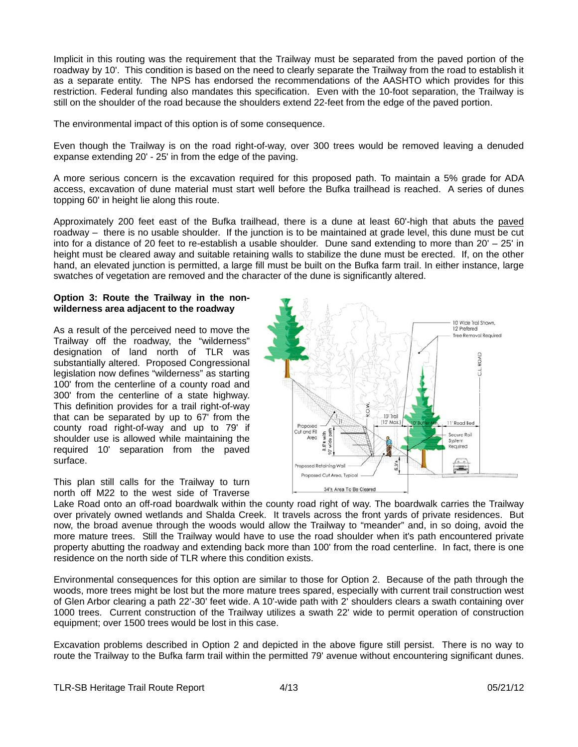Implicit in this routing was the requirement that the Trailway must be separated from the paved portion of the roadway by 10'. This condition is based on the need to clearly separate the Trailway from the road to establish it as a separate entity. The NPS has endorsed the recommendations of the AASHTO which provides for this restriction. Federal funding also mandates this specification. Even with the 10-foot separation, the Trailway is still on the shoulder of the road because the shoulders extend 22-feet from the edge of the paved portion.

The environmental impact of this option is of some consequence.

Even though the Trailway is on the road right-of-way, over 300 trees would be removed leaving a denuded expanse extending 20' - 25' in from the edge of the paving.

A more serious concern is the excavation required for this proposed path. To maintain a 5% grade for ADA access, excavation of dune material must start well before the Bufka trailhead is reached. A series of dunes topping 60' in height lie along this route.

Approximately 200 feet east of the Bufka trailhead, there is a dune at least 60'-high that abuts the paved roadway – there is no usable shoulder. If the junction is to be maintained at grade level, this dune must be cut into for a distance of 20 feet to re-establish a usable shoulder. Dune sand extending to more than 20' – 25' in height must be cleared away and suitable retaining walls to stabilize the dune must be erected. If, on the other hand, an elevated junction is permitted, a large fill must be built on the Bufka farm trail. In either instance, large swatches of vegetation are removed and the character of the dune is significantly altered.

**Option 3: Route the Trailway in the non-wilderness area adjacent to the roadway**

As a result of the perceived need to move the Trailway off the roadway, the "wilderness" designation of land north of TLR was substantially altered. Proposed Congressional legislation now defines "wilderness" as starting 100' from the centerline of a county road and 300' from the centerline of a state highway. This definition provides for a trail right-of-way that can be separated by up to 67' from the county road right-of-way and up to 79' if shoulder use is allowed while maintaining the required 10' separation from the paved surface.

This plan still calls for the Trailway to turn north off M22 to the west side of Traverse Lake Road onto an off-road boardwalk within the county road right of way. The boardwalk carries the Trailway over privately owned wetlands and Shalda Creek. It travels across the front yards of private residences. But now, the broad avenue through the woods would allow the Trailway to "meander" and, in so doing, avoid the more mature trees. Still the Trailway would have to use the road shoulder when it's path encountered private property abutting the roadway and extending back more than 100' from the road centerline. In fact, there is one residence on the north side of TLR where this condition exists.

Environmental consequences for this option are similar to those for Option 2. Because of the path through the woods, more trees might be lost but the more mature trees spared, especially with current trail construction west of Glen Arbor clearing a path 22'-30' feet wide. A 10'-wide path with 2' shoulders clears a swath containing over 1000 trees. Current construction of the Trailway utilizes a swath 22' wide to permit operation of construction equipment; over 1500 trees would be lost in this case.

Excavation problems described in Option 2 and depicted in the above figure still persist. There is no way to route the Trailway to the Bufka farm trail within the permitted 79' avenue without encountering significant dunes.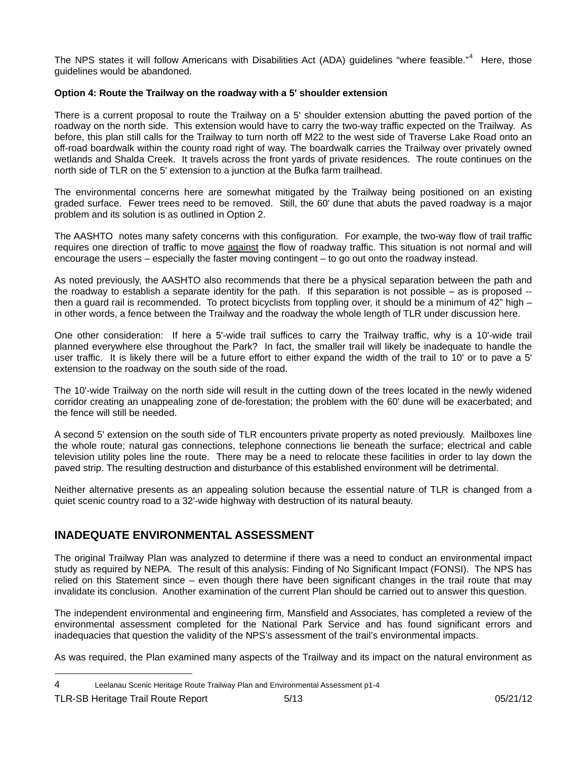The NPS states it will follow Americans with Disabilities Act (ADA) guidelines "where feasible."[4] Here, those guidelines would be abandoned.

**Option 4: Route the Trailway on the roadway with a 5' shoulder extension**

There is a current proposal to route the Trailway on a 5' shoulder extension abutting the paved portion of the roadway on the north side. This extension would have to carry the two-way traffic expected on the Trailway. As before, this plan still calls for the Trailway to turn north off M22 to the west side of Traverse Lake Road onto an off-road boardwalk within the county road right of way. The boardwalk carries the Trailway over privately owned wetlands and Shalda Creek. It travels across the front yards of private residences. The route continues on the north side of TLR on the 5' extension to a junction at the Bufka farm trailhead.

The environmental concerns here are somewhat mitigated by the Trailway being positioned on an existing graded surface. Fewer trees need to be removed. Still, the 60' dune that abuts the paved roadway is a major problem and its solution is as outlined in Option 2.

The AASHTO notes many safety concerns with this configuration. For example, the two-way flow of trail traffic requires one direction of traffic to move <u>against</u> the flow of roadway traffic. This situation is not normal and will encourage the users – especially the faster moving contingent – to go out onto the roadway instead.

As noted previously, the AASHTO also recommends that there be a physical separation between the path and the roadway to establish a separate identity for the path. If this separation is not possible – as is proposed -- then a guard rail is recommended. To protect bicyclists from toppling over, it should be a minimum of 42" high – in other words, a fence between the Trailway and the roadway the whole length of TLR under discussion here.

One other consideration: If here a 5'-wide trail suffices to carry the Trailway traffic, why is a 10'-wide trail planned everywhere else throughout the Park? In fact, the smaller trail will likely be inadequate to handle the user traffic. It is likely there will be a future effort to either expand the width of the trail to 10' or to pave a 5' extension to the roadway on the south side of the road.

The 10'-wide Trailway on the north side will result in the cutting down of the trees located in the newly widened corridor creating an unappealing zone of de-forestation; the problem with the 60' dune will be exacerbated; and the fence will still be needed.

A second 5' extension on the south side of TLR encounters private property as noted previously. Mailboxes line the whole route; natural gas connections, telephone connections lie beneath the surface; electrical and cable television utility poles line the route. There may be a need to relocate these facilities in order to lay down the paved strip. The resulting destruction and disturbance of this established environment will be detrimental.

Neither alternative presents as an appealing solution because the essential nature of TLR is changed from a quiet scenic country road to a 32'-wide highway with destruction of its natural beauty.

## INADEQUATE ENVIRONMENTAL ASSESSMENT

The original Trailway Plan was analyzed to determine if there was a need to conduct an environmental impact study as required by NEPA. The result of this analysis: Finding of No Significant Impact (FONSI). The NPS has relied on this Statement since – even though there have been significant changes in the trail route that may invalidate its conclusion. Another examination of the current Plan should be carried out to answer this question.

The independent environmental and engineering firm, Mansfield and Associates, has completed a review of the environmental assessment completed for the National Park Service and has found significant errors and inadequacies that question the validity of the NPS's assessment of the trail's environmental impacts.

As was required, the Plan examined many aspects of the Trailway and its impact on the natural environment as

---

4 Leelanau Scenic Heritage Route Trailway Plan and Environmental Assessment p1-4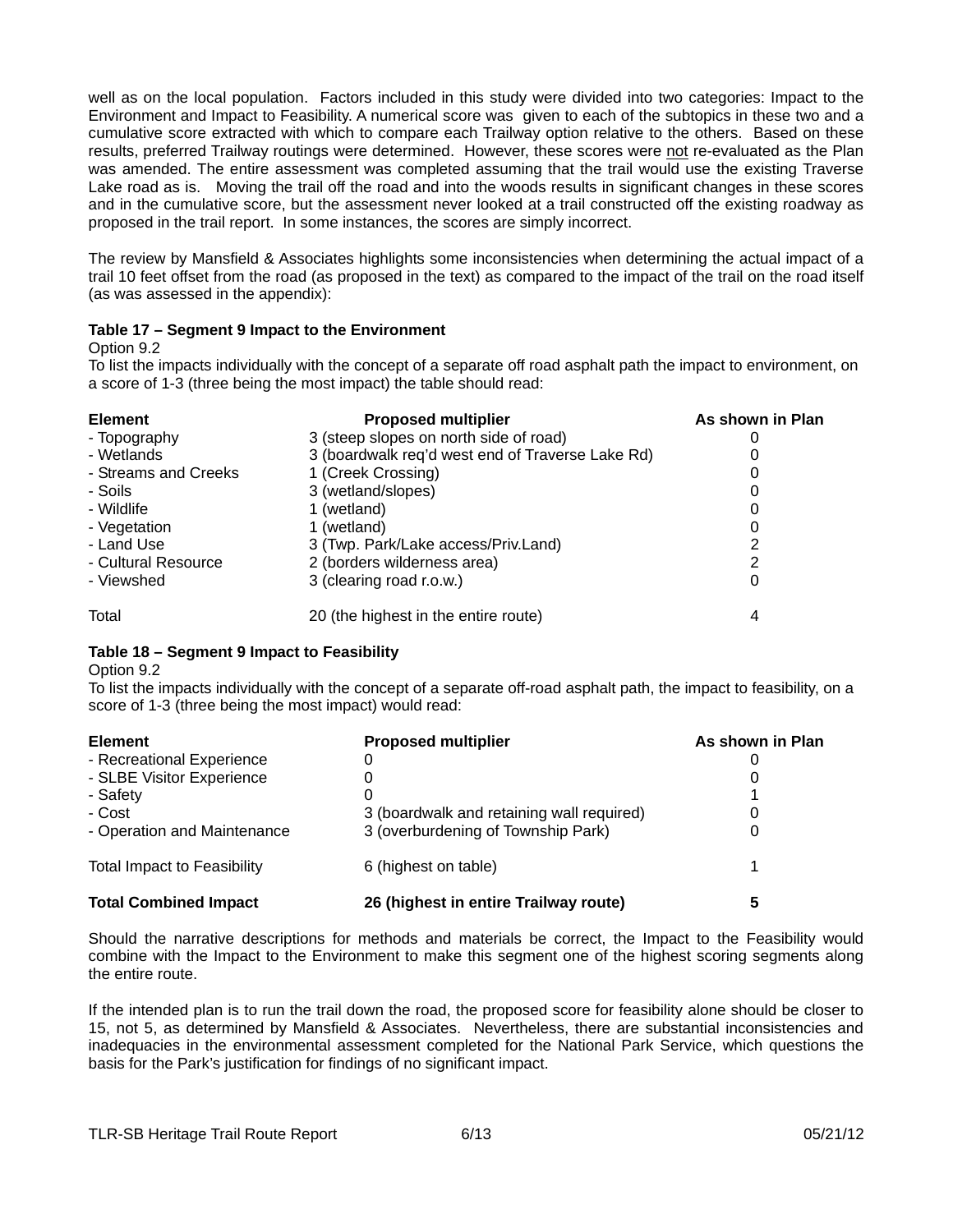well as on the local population. Factors included in this study were divided into two categories: Impact to the Environment and Impact to Feasibility. A numerical score was given to each of the subtopics in these two and a cumulative score extracted with which to compare each Trailway option relative to the others. Based on these results, preferred Trailway routings were determined. However, these scores were <u>not</u> re-evaluated as the Plan was amended. The entire assessment was completed assuming that the trail would use the existing Traverse Lake road as is. Moving the trail off the road and into the woods results in significant changes in these scores and in the cumulative score, but the assessment never looked at a trail constructed off the existing roadway as proposed in the trail report. In some instances, the scores are simply incorrect.

The review by Mansfield & Associates highlights some inconsistencies when determining the actual impact of a trail 10 feet offset from the road (as proposed in the text) as compared to the impact of the trail on the road itself (as was assessed in the appendix):

**Table 17 – Segment 9 Impact to the Environment**

Option 9.2

To list the impacts individually with the concept of a separate off road asphalt path the impact to environment, on a score of 1-3 (three being the most impact) the table should read:

| Element | Proposed multiplier | As shown in Plan |
|---|---|---|
| - Topography | 3 (steep slopes on north side of road) | 0 |
| - Wetlands | 3 (boardwalk req'd west end of Traverse Lake Rd) | 0 |
| - Streams and Creeks | 1 (Creek Crossing) | 0 |
| - Soils | 3 (wetland/slopes) | 0 |
| - Wildlife | 1 (wetland) | 0 |
| - Vegetation | 1 (wetland) | 0 |
| - Land Use | 3 (Twp. Park/Lake access/Priv.Land) | 2 |
| - Cultural Resource | 2 (borders wilderness area) | 2 |
| - Viewshed | 3 (clearing road r.o.w.) | 0 |
| Total | 20 (the highest in the entire route) | 4 |

**Table 18 – Segment 9 Impact to Feasibility**

Option 9.2

To list the impacts individually with the concept of a separate off-road asphalt path, the impact to feasibility, on a score of 1-3 (three being the most impact) would read:

| Element | Proposed multiplier | As shown in Plan |
|---|---|---|
| - Recreational Experience | 0 | 0 |
| - SLBE Visitor Experience | 0 | 0 |
| - Safety | 0 | 1 |
| - Cost | 3 (boardwalk and retaining wall required) | 0 |
| - Operation and Maintenance | 3 (overburdening of Township Park) | 0 |
| Total Impact to Feasibility | 6 (highest on table) | 1 |
| **Total Combined Impact** | **26 (highest in entire Trailway route)** | **5** |

Should the narrative descriptions for methods and materials be correct, the Impact to the Feasibility would combine with the Impact to the Environment to make this segment one of the highest scoring segments along the entire route.

If the intended plan is to run the trail down the road, the proposed score for feasibility alone should be closer to 15, not 5, as determined by Mansfield & Associates. Nevertheless, there are substantial inconsistencies and inadequacies in the environmental assessment completed for the National Park Service, which questions the basis for the Park's justification for findings of no significant impact.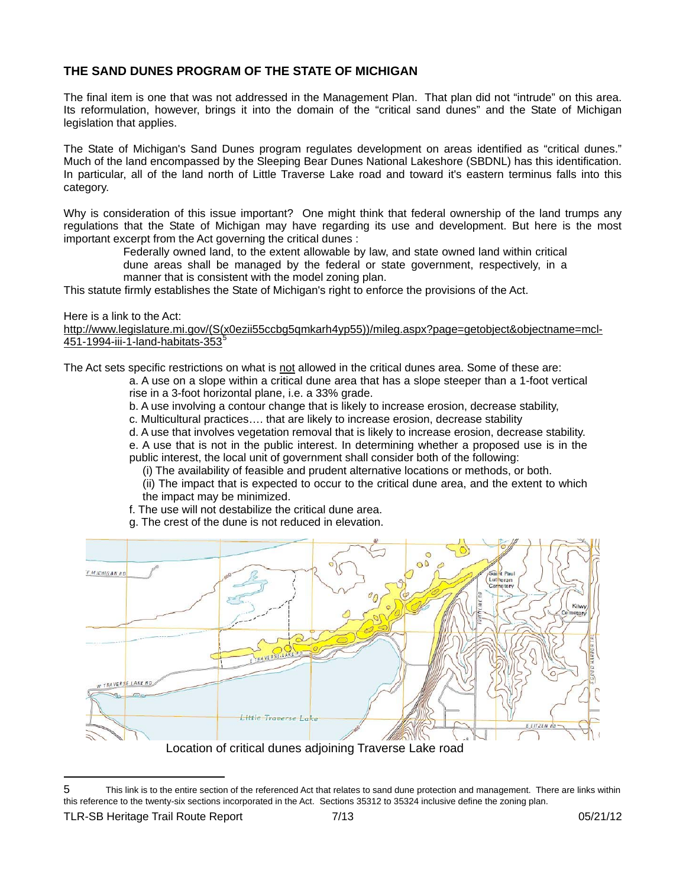## THE SAND DUNES PROGRAM OF THE STATE OF MICHIGAN

The final item is one that was not addressed in the Management Plan. That plan did not "intrude" on this area. Its reformulation, however, brings it into the domain of the "critical sand dunes" and the State of Michigan legislation that applies.

The State of Michigan's Sand Dunes program regulates development on areas identified as "critical dunes." Much of the land encompassed by the Sleeping Bear Dunes National Lakeshore (SBDNL) has this identification. In particular, all of the land north of Little Traverse Lake road and toward it's eastern terminus falls into this category.

Why is consideration of this issue important? One might think that federal ownership of the land trumps any regulations that the State of Michigan may have regarding its use and development. But here is the most important excerpt from the Act governing the critical dunes :

> Federally owned land, to the extent allowable by law, and state owned land within critical dune areas shall be managed by the federal or state government, respectively, in a manner that is consistent with the model zoning plan.

This statute firmly establishes the State of Michigan's right to enforce the provisions of the Act.

Here is a link to the Act:
http://www.legislature.mi.gov/(S(x0ezii55ccbg5qmkarh4yp55))/mileg.aspx?page=getobject&objectname=mcl-451-1994-iii-1-land-habitats-353[5]

The Act sets specific restrictions on what is not allowed in the critical dunes area. Some of these are:

a. A use on a slope within a critical dune area that has a slope steeper than a 1-foot vertical rise in a 3-foot horizontal plane, i.e. a 33% grade.
b. A use involving a contour change that is likely to increase erosion, decrease stability,
c. Multicultural practices…. that are likely to increase erosion, decrease stability
d. A use that involves vegetation removal that is likely to increase erosion, decrease stability.
e. A use that is not in the public interest. In determining whether a proposed use is in the public interest, the local unit of government shall consider both of the following:
  (i) The availability of feasible and prudent alternative locations or methods, or both.
  (ii) The impact that is expected to occur to the critical dune area, and the extent to which the impact may be minimized.
f. The use will not destabilize the critical dune area.
g. The crest of the dune is not reduced in elevation.

Location of critical dunes adjoining Traverse Lake road

---

5 This link is to the entire section of the referenced Act that relates to sand dune protection and management. There are links within this reference to the twenty-six sections incorporated in the Act. Sections 35312 to 35324 inclusive define the zoning plan.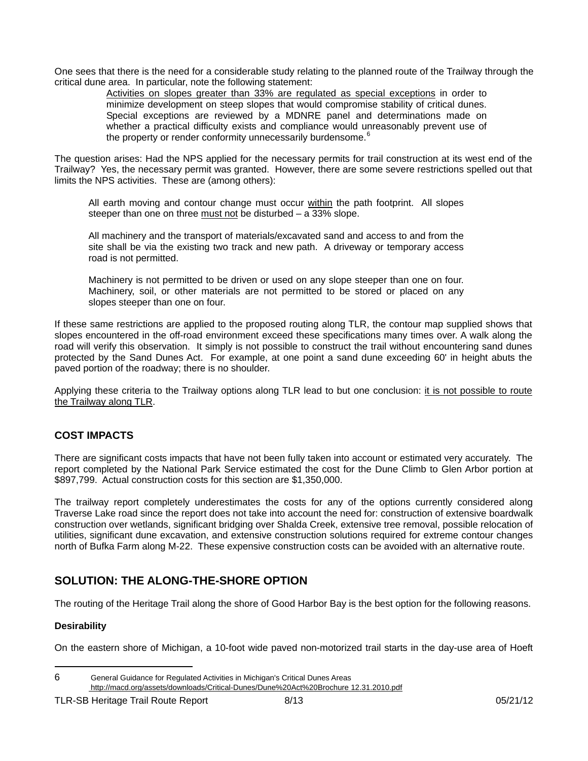One sees that there is the need for a considerable study relating to the planned route of the Trailway through the critical dune area. In particular, note the following statement:

> Activities on slopes greater than 33% are regulated as special exceptions in order to minimize development on steep slopes that would compromise stability of critical dunes. Special exceptions are reviewed by a MDNRE panel and determinations made on whether a practical difficulty exists and compliance would unreasonably prevent use of the property or render conformity unnecessarily burdensome.[6]

The question arises: Had the NPS applied for the necessary permits for trail construction at its west end of the Trailway? Yes, the necessary permit was granted. However, there are some severe restrictions spelled out that limits the NPS activities. These are (among others):

> All earth moving and contour change must occur within the path footprint. All slopes steeper than one on three must not be disturbed – a 33% slope.
>
> All machinery and the transport of materials/excavated sand and access to and from the site shall be via the existing two track and new path. A driveway or temporary access road is not permitted.
>
> Machinery is not permitted to be driven or used on any slope steeper than one on four. Machinery, soil, or other materials are not permitted to be stored or placed on any slopes steeper than one on four.

If these same restrictions are applied to the proposed routing along TLR, the contour map supplied shows that slopes encountered in the off-road environment exceed these specifications many times over. A walk along the road will verify this observation. It simply is not possible to construct the trail without encountering sand dunes protected by the Sand Dunes Act. For example, at one point a sand dune exceeding 60' in height abuts the paved portion of the roadway; there is no shoulder.

Applying these criteria to the Trailway options along TLR lead to but one conclusion: it is not possible to route the Trailway along TLR.

## COST IMPACTS

There are significant costs impacts that have not been fully taken into account or estimated very accurately. The report completed by the National Park Service estimated the cost for the Dune Climb to Glen Arbor portion at $897,799. Actual construction costs for this section are $1,350,000.

The trailway report completely underestimates the costs for any of the options currently considered along Traverse Lake road since the report does not take into account the need for: construction of extensive boardwalk construction over wetlands, significant bridging over Shalda Creek, extensive tree removal, possible relocation of utilities, significant dune excavation, and extensive construction solutions required for extreme contour changes north of Bufka Farm along M-22. These expensive construction costs can be avoided with an alternative route.

## SOLUTION: THE ALONG-THE-SHORE OPTION

The routing of the Heritage Trail along the shore of Good Harbor Bay is the best option for the following reasons.

**Desirability**

On the eastern shore of Michigan, a 10-foot wide paved non-motorized trail starts in the day-use area of Hoeft

---

[6] General Guidance for Regulated Activities in Michigan's Critical Dunes Areas http://macd.org/assets/downloads/Critical-Dunes/Dune%20Act%20Brochure 12.31.2010.pdf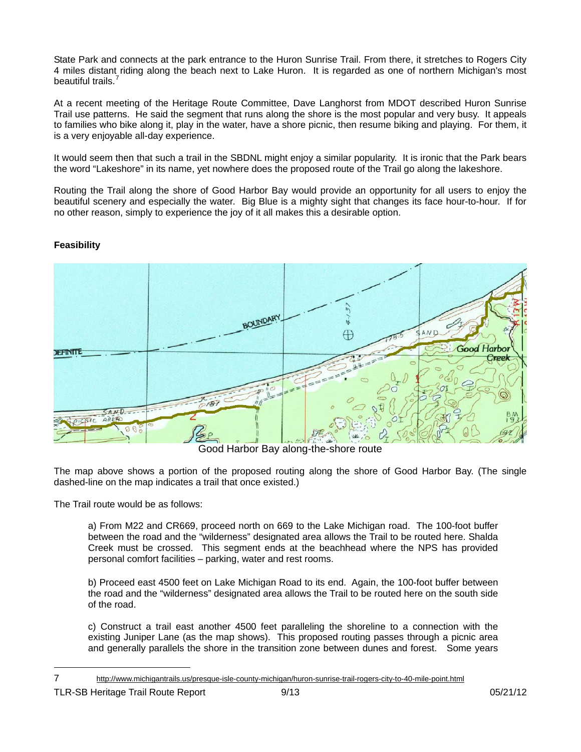State Park and connects at the park entrance to the Huron Sunrise Trail. From there, it stretches to Rogers City 4 miles distant riding along the beach next to Lake Huron. It is regarded as one of northern Michigan's most beautiful trails.[7]

At a recent meeting of the Heritage Route Committee, Dave Langhorst from MDOT described Huron Sunrise Trail use patterns. He said the segment that runs along the shore is the most popular and very busy. It appeals to families who bike along it, play in the water, have a shore picnic, then resume biking and playing. For them, it is a very enjoyable all-day experience.

It would seem then that such a trail in the SBDNL might enjoy a similar popularity. It is ironic that the Park bears the word "Lakeshore" in its name, yet nowhere does the proposed route of the Trail go along the lakeshore.

Routing the Trail along the shore of Good Harbor Bay would provide an opportunity for all users to enjoy the beautiful scenery and especially the water. Big Blue is a mighty sight that changes its face hour-to-hour. If for no other reason, simply to experience the joy of it all makes this a desirable option.

**Feasibility**

Good Harbor Bay along-the-shore route

The map above shows a portion of the proposed routing along the shore of Good Harbor Bay. (The single dashed-line on the map indicates a trail that once existed.)

The Trail route would be as follows:

a) From M22 and CR669, proceed north on 669 to the Lake Michigan road. The 100-foot buffer between the road and the "wilderness" designated area allows the Trail to be routed here. Shalda Creek must be crossed. This segment ends at the beachhead where the NPS has provided personal comfort facilities – parking, water and rest rooms.

b) Proceed east 4500 feet on Lake Michigan Road to its end. Again, the 100-foot buffer between the road and the "wilderness" designated area allows the Trail to be routed here on the south side of the road.

c) Construct a trail east another 4500 feet paralleling the shoreline to a connection with the existing Juniper Lane (as the map shows). This proposed routing passes through a picnic area and generally parallels the shore in the transition zone between dunes and forest. Some years

7 http://www.michigantrails.us/presque-isle-county-michigan/huron-sunrise-trail-rogers-city-to-40-mile-point.html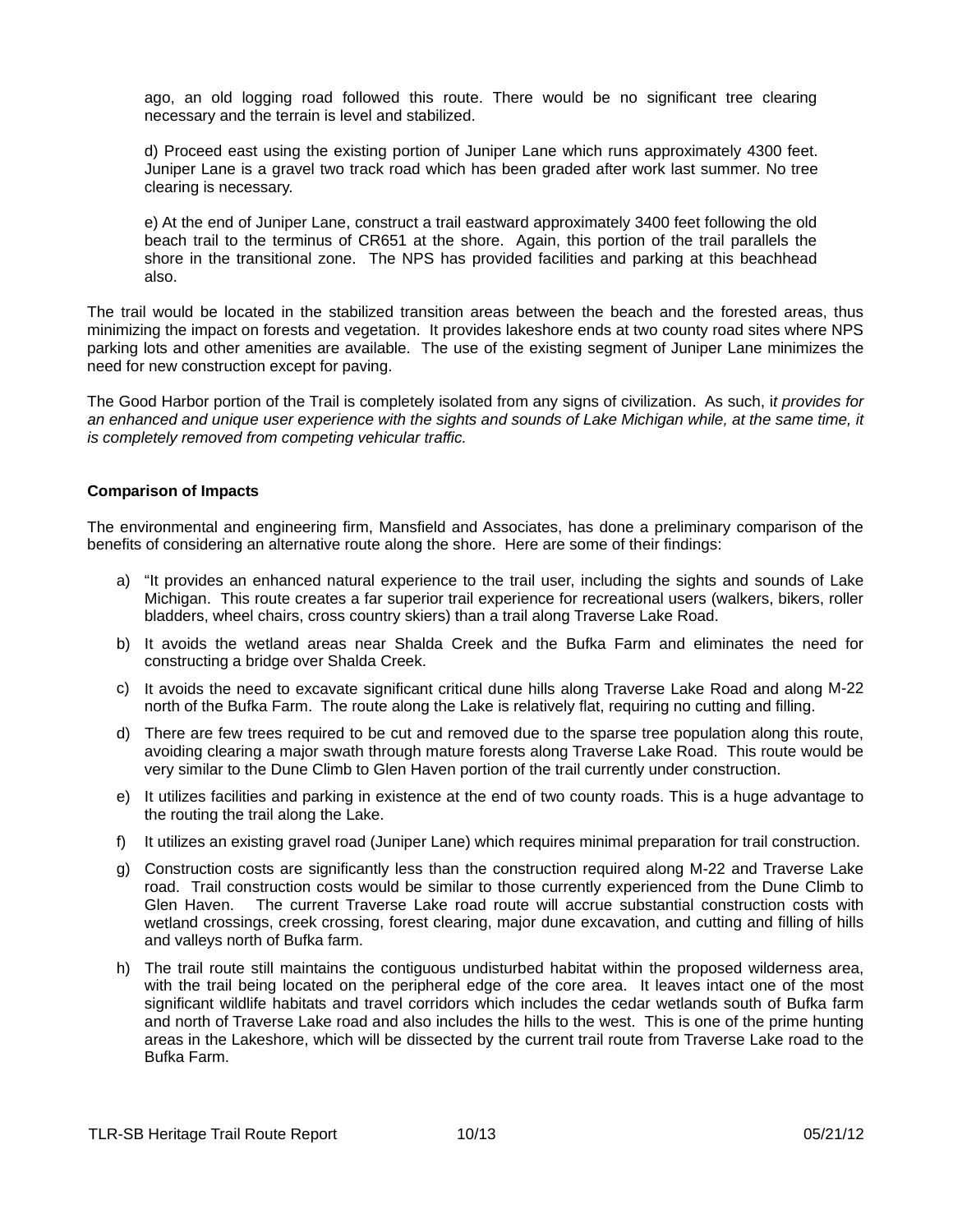ago, an old logging road followed this route. There would be no significant tree clearing necessary and the terrain is level and stabilized.

d) Proceed east using the existing portion of Juniper Lane which runs approximately 4300 feet. Juniper Lane is a gravel two track road which has been graded after work last summer. No tree clearing is necessary.

e) At the end of Juniper Lane, construct a trail eastward approximately 3400 feet following the old beach trail to the terminus of CR651 at the shore. Again, this portion of the trail parallels the shore in the transitional zone. The NPS has provided facilities and parking at this beachhead also.

The trail would be located in the stabilized transition areas between the beach and the forested areas, thus minimizing the impact on forests and vegetation. It provides lakeshore ends at two county road sites where NPS parking lots and other amenities are available. The use of the existing segment of Juniper Lane minimizes the need for new construction except for paving.

The Good Harbor portion of the Trail is completely isolated from any signs of civilization. As such, i*t provides for an enhanced and unique user experience with the sights and sounds of Lake Michigan while, at the same time, it is completely removed from competing vehicular traffic.*

**Comparison of Impacts**

The environmental and engineering firm, Mansfield and Associates, has done a preliminary comparison of the benefits of considering an alternative route along the shore. Here are some of their findings:

a) "It provides an enhanced natural experience to the trail user, including the sights and sounds of Lake Michigan. This route creates a far superior trail experience for recreational users (walkers, bikers, roller bladders, wheel chairs, cross country skiers) than a trail along Traverse Lake Road.

b) It avoids the wetland areas near Shalda Creek and the Bufka Farm and eliminates the need for constructing a bridge over Shalda Creek.

c) It avoids the need to excavate significant critical dune hills along Traverse Lake Road and along M-22 north of the Bufka Farm. The route along the Lake is relatively flat, requiring no cutting and filling.

d) There are few trees required to be cut and removed due to the sparse tree population along this route, avoiding clearing a major swath through mature forests along Traverse Lake Road. This route would be very similar to the Dune Climb to Glen Haven portion of the trail currently under construction.

e) It utilizes facilities and parking in existence at the end of two county roads. This is a huge advantage to the routing the trail along the Lake.

f) It utilizes an existing gravel road (Juniper Lane) which requires minimal preparation for trail construction.

g) Construction costs are significantly less than the construction required along M-22 and Traverse Lake road. Trail construction costs would be similar to those currently experienced from the Dune Climb to Glen Haven. The current Traverse Lake road route will accrue substantial construction costs with wetland crossings, creek crossing, forest clearing, major dune excavation, and cutting and filling of hills and valleys north of Bufka farm.

h) The trail route still maintains the contiguous undisturbed habitat within the proposed wilderness area, with the trail being located on the peripheral edge of the core area. It leaves intact one of the most significant wildlife habitats and travel corridors which includes the cedar wetlands south of Bufka farm and north of Traverse Lake road and also includes the hills to the west. This is one of the prime hunting areas in the Lakeshore, which will be dissected by the current trail route from Traverse Lake road to the Bufka Farm.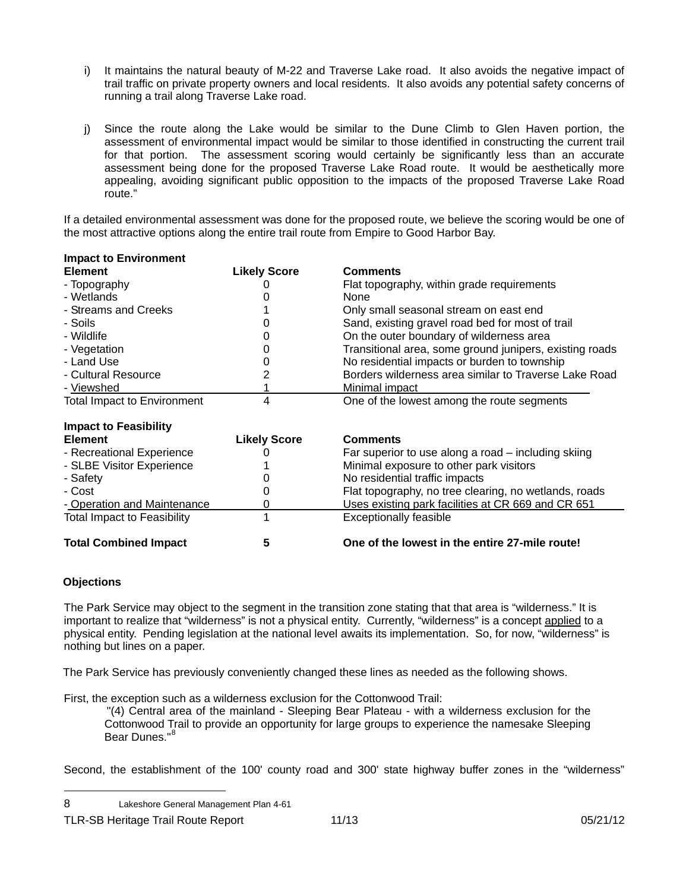i) It maintains the natural beauty of M-22 and Traverse Lake road. It also avoids the negative impact of trail traffic on private property owners and local residents. It also avoids any potential safety concerns of running a trail along Traverse Lake road.

j) Since the route along the Lake would be similar to the Dune Climb to Glen Haven portion, the assessment of environmental impact would be similar to those identified in constructing the current trail for that portion. The assessment scoring would certainly be significantly less than an accurate assessment being done for the proposed Traverse Lake Road route. It would be aesthetically more appealing, avoiding significant public opposition to the impacts of the proposed Traverse Lake Road route."

If a detailed environmental assessment was done for the proposed route, we believe the scoring would be one of the most attractive options along the entire trail route from Empire to Good Harbor Bay.

| **Impact to Environment** | | |
|---|---|---|
| **Element** | **Likely Score** | **Comments** |
| - Topography | 0 | Flat topography, within grade requirements |
| - Wetlands | 0 | None |
| - Streams and Creeks | 1 | Only small seasonal stream on east end |
| - Soils | 0 | Sand, existing gravel road bed for most of trail |
| - Wildlife | 0 | On the outer boundary of wilderness area |
| - Vegetation | 0 | Transitional area, some ground junipers, existing roads |
| - Land Use | 0 | No residential impacts or burden to township |
| - Cultural Resource | 2 | Borders wilderness area similar to Traverse Lake Road |
| - Viewshed | 1 | Minimal impact |
| Total Impact to Environment | 4 | One of the lowest among the route segments |

| **Impact to Feasibility** | | |
|---|---|---|
| **Element** | **Likely Score** | **Comments** |
| - Recreational Experience | 0 | Far superior to use along a road – including skiing |
| - SLBE Visitor Experience | 1 | Minimal exposure to other park visitors |
| - Safety | 0 | No residential traffic impacts |
| - Cost | 0 | Flat topography, no tree clearing, no wetlands, roads |
| - Operation and Maintenance | 0 | Uses existing park facilities at CR 669 and CR 651 |
| Total Impact to Feasibility | 1 | Exceptionally feasible |
| **Total Combined Impact** | **5** | **One of the lowest in the entire 27-mile route!** |

**Objections**

The Park Service may object to the segment in the transition zone stating that that area is "wilderness." It is important to realize that "wilderness" is not a physical entity. Currently, "wilderness" is a concept applied to a physical entity. Pending legislation at the national level awaits its implementation. So, for now, "wilderness" is nothing but lines on a paper.

The Park Service has previously conveniently changed these lines as needed as the following shows.

First, the exception such as a wilderness exclusion for the Cottonwood Trail:

> "(4) Central area of the mainland - Sleeping Bear Plateau - with a wilderness exclusion for the Cottonwood Trail to provide an opportunity for large groups to experience the namesake Sleeping Bear Dunes."[8]

Second, the establishment of the 100' county road and 300' state highway buffer zones in the "wilderness"

8 Lakeshore General Management Plan 4-61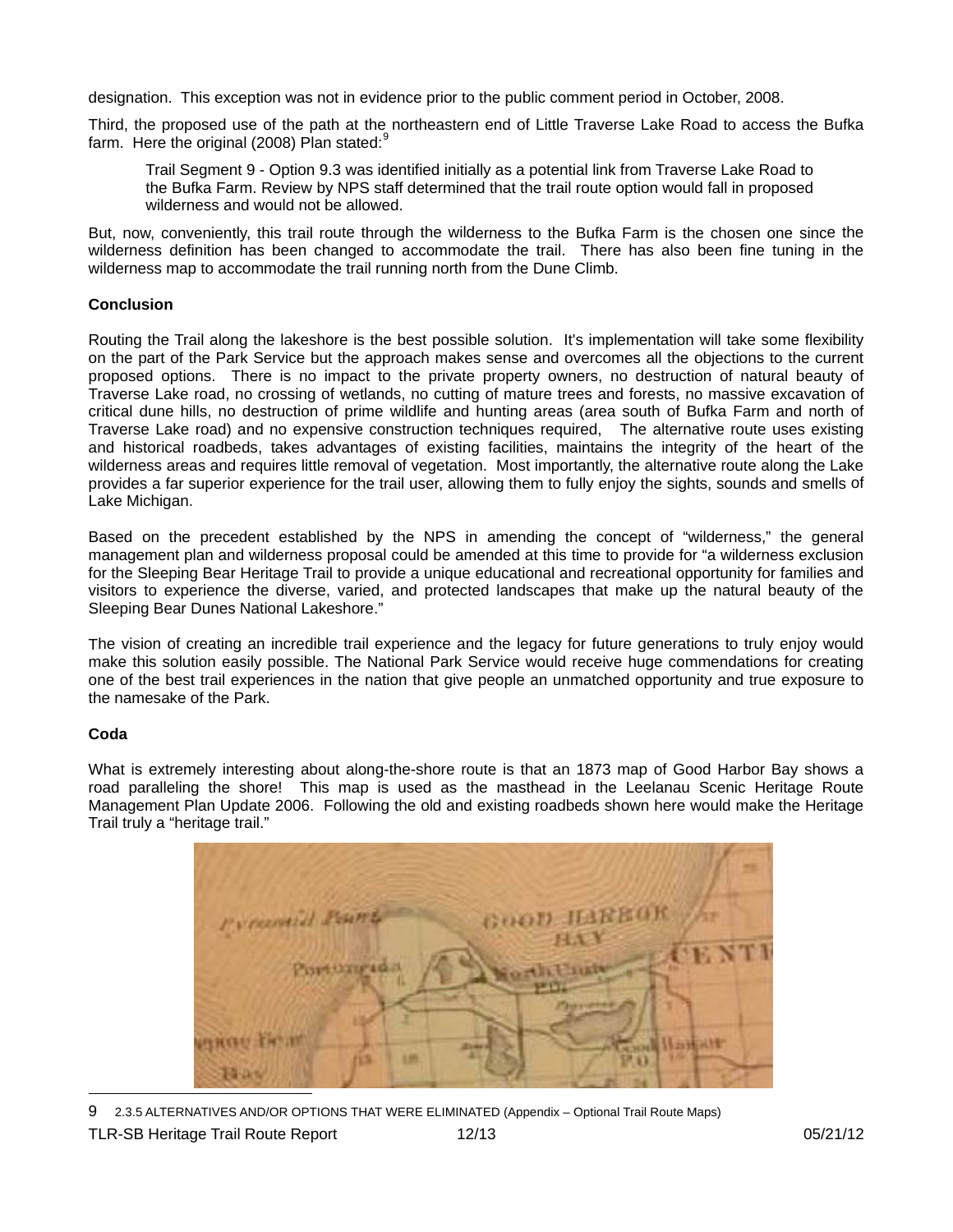designation. This exception was not in evidence prior to the public comment period in October, 2008.

Third, the proposed use of the path at the northeastern end of Little Traverse Lake Road to access the Bufka farm. Here the original (2008) Plan stated:[9]

> Trail Segment 9 - Option 9.3 was identified initially as a potential link from Traverse Lake Road to the Bufka Farm. Review by NPS staff determined that the trail route option would fall in proposed wilderness and would not be allowed.

But, now, conveniently, this trail route through the wilderness to the Bufka Farm is the chosen one since the wilderness definition has been changed to accommodate the trail. There has also been fine tuning in the wilderness map to accommodate the trail running north from the Dune Climb.

**Conclusion**

Routing the Trail along the lakeshore is the best possible solution. It's implementation will take some flexibility on the part of the Park Service but the approach makes sense and overcomes all the objections to the current proposed options. There is no impact to the private property owners, no destruction of natural beauty of Traverse Lake road, no crossing of wetlands, no cutting of mature trees and forests, no massive excavation of critical dune hills, no destruction of prime wildlife and hunting areas (area south of Bufka Farm and north of Traverse Lake road) and no expensive construction techniques required, The alternative route uses existing and historical roadbeds, takes advantages of existing facilities, maintains the integrity of the heart of the wilderness areas and requires little removal of vegetation. Most importantly, the alternative route along the Lake provides a far superior experience for the trail user, allowing them to fully enjoy the sights, sounds and smells of Lake Michigan.

Based on the precedent established by the NPS in amending the concept of "wilderness," the general management plan and wilderness proposal could be amended at this time to provide for "a wilderness exclusion for the Sleeping Bear Heritage Trail to provide a unique educational and recreational opportunity for families and visitors to experience the diverse, varied, and protected landscapes that make up the natural beauty of the Sleeping Bear Dunes National Lakeshore."

The vision of creating an incredible trail experience and the legacy for future generations to truly enjoy would make this solution easily possible. The National Park Service would receive huge commendations for creating one of the best trail experiences in the nation that give people an unmatched opportunity and true exposure to the namesake of the Park.

**Coda**

What is extremely interesting about along-the-shore route is that an 1873 map of Good Harbor Bay shows a road paralleling the shore! This map is used as the masthead in the Leelanau Scenic Heritage Route Management Plan Update 2006. Following the old and existing roadbeds shown here would make the Heritage Trail truly a "heritage trail."

---

[9] 2.3.5 ALTERNATIVES AND/OR OPTIONS THAT WERE ELIMINATED (Appendix – Optional Trail Route Maps)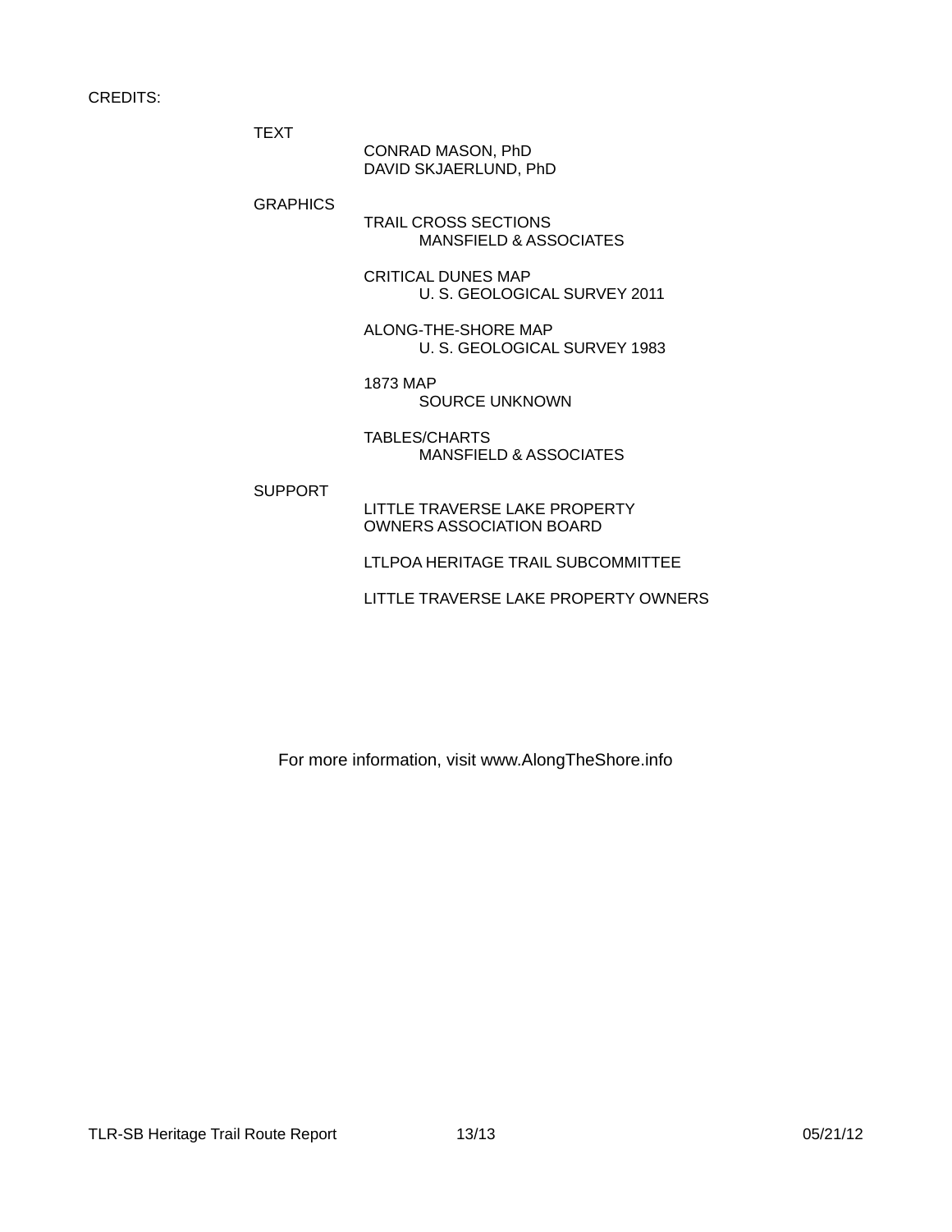CREDITS:

TEXT

CONRAD MASON, PhD
DAVID SKJAERLUND, PhD

GRAPHICS

TRAIL CROSS SECTIONS
MANSFIELD & ASSOCIATES

CRITICAL DUNES MAP
U. S. GEOLOGICAL SURVEY 2011

ALONG-THE-SHORE MAP
U. S. GEOLOGICAL SURVEY 1983

1873 MAP
SOURCE UNKNOWN

TABLES/CHARTS
MANSFIELD & ASSOCIATES

SUPPORT

LITTLE TRAVERSE LAKE PROPERTY
OWNERS ASSOCIATION BOARD

LTLPOA HERITAGE TRAIL SUBCOMMITTEE

LITTLE TRAVERSE LAKE PROPERTY OWNERS

For more information, visit www.AlongTheShore.info